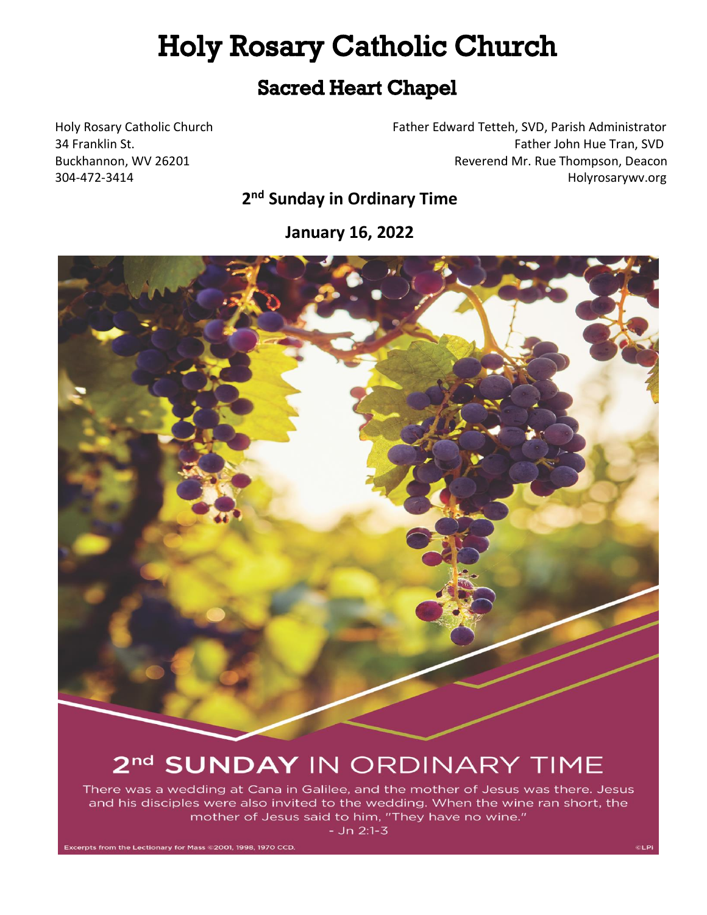# Holy Rosary Catholic Church

## Sacred Heart Chapel

Holy Rosary Catholic Church
34 Franklin St.
Buckhannon, WV 26201
304-472-3414

Father Edward Tetteh, SVD, Parish Administrator
Father John Hue Tran, SVD
Reverend Mr. Rue Thompson, Deacon
Holyrosarywv.org

**2nd Sunday in Ordinary Time**

**January 16, 2022**

2nd SUNDAY IN ORDINARY TIME

There was a wedding at Cana in Galilee, and the mother of Jesus was there. Jesus and his disciples were also invited to the wedding. When the wine ran short, the mother of Jesus said to him, "They have no wine."
- Jn 2:1-3

Excerpts from the Lectionary for Mass ©2001, 1998, 1970 CCD.

©LPI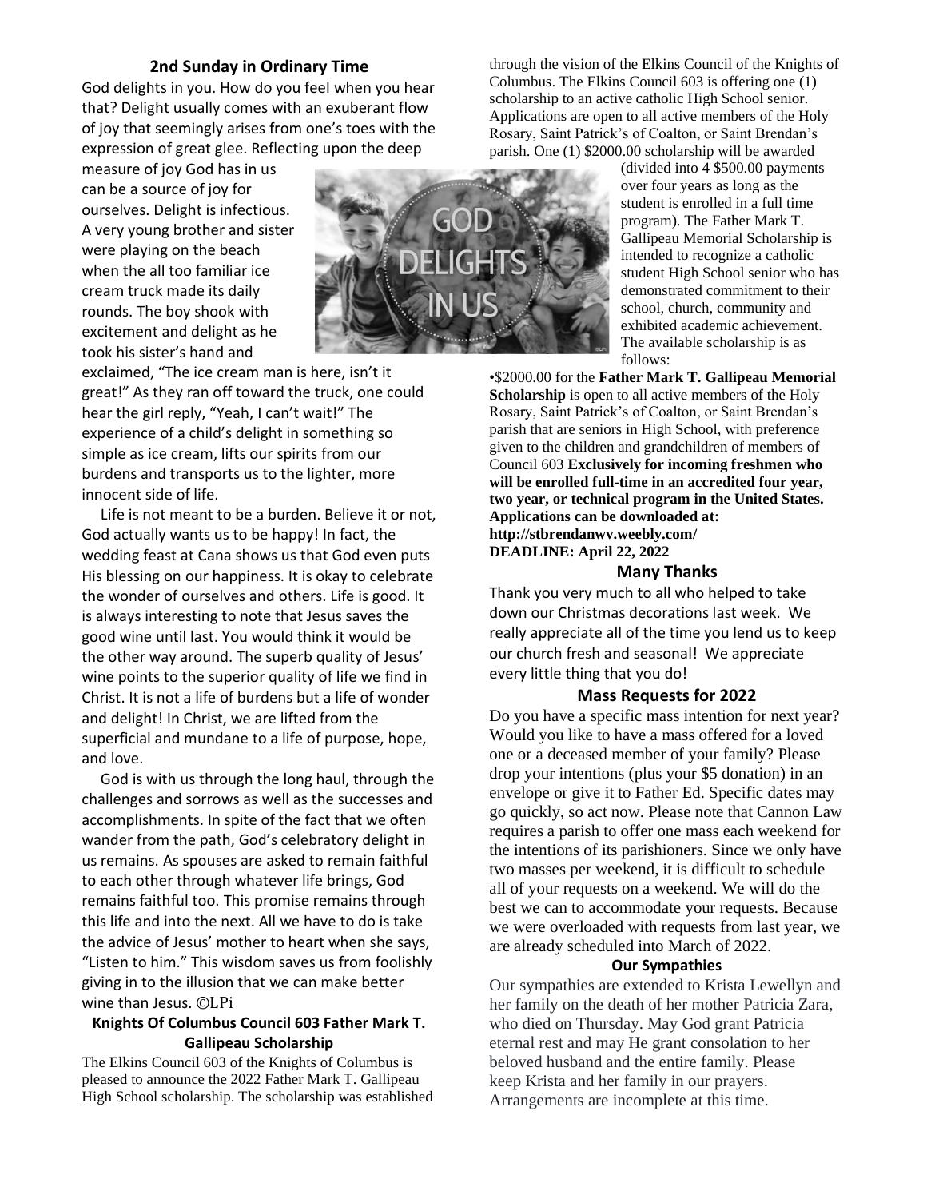## 2nd Sunday in Ordinary Time

God delights in you. How do you feel when you hear that? Delight usually comes with an exuberant flow of joy that seemingly arises from one's toes with the expression of great glee. Reflecting upon the deep measure of joy God has in us can be a source of joy for ourselves. Delight is infectious. A very young brother and sister were playing on the beach when the all too familiar ice cream truck made its daily rounds. The boy shook with excitement and delight as he took his sister's hand and exclaimed, "The ice cream man is here, isn't it great!" As they ran off toward the truck, one could hear the girl reply, "Yeah, I can't wait!" The experience of a child's delight in something so simple as ice cream, lifts our spirits from our burdens and transports us to the lighter, more innocent side of life.

Life is not meant to be a burden. Believe it or not, God actually wants us to be happy! In fact, the wedding feast at Cana shows us that God even puts His blessing on our happiness. It is okay to celebrate the wonder of ourselves and others. Life is good. It is always interesting to note that Jesus saves the good wine until last. You would think it would be the other way around. The superb quality of Jesus' wine points to the superior quality of life we find in Christ. It is not a life of burdens but a life of wonder and delight! In Christ, we are lifted from the superficial and mundane to a life of purpose, hope, and love.

God is with us through the long haul, through the challenges and sorrows as well as the successes and accomplishments. In spite of the fact that we often wander from the path, God's celebratory delight in us remains. As spouses are asked to remain faithful to each other through whatever life brings, God remains faithful too. This promise remains through this life and into the next. All we have to do is take the advice of Jesus' mother to heart when she says, "Listen to him." This wisdom saves us from foolishly giving in to the illusion that we can make better wine than Jesus. ©LPi

### Knights Of Columbus Council 603 Father Mark T. Gallipeau Scholarship

The Elkins Council 603 of the Knights of Columbus is pleased to announce the 2022 Father Mark T. Gallipeau High School scholarship. The scholarship was established through the vision of the Elkins Council of the Knights of Columbus. The Elkins Council 603 is offering one (1) scholarship to an active catholic High School senior. Applications are open to all active members of the Holy Rosary, Saint Patrick's of Coalton, or Saint Brendan's parish. One (1) $2000.00 scholarship will be awarded (divided into 4 $500.00 payments over four years as long as the student is enrolled in a full time program). The Father Mark T. Gallipeau Memorial Scholarship is intended to recognize a catholic student High School senior who has demonstrated commitment to their school, church, community and exhibited academic achievement. The available scholarship is as follows:

•$2000.00 for the **Father Mark T. Gallipeau Memorial Scholarship** is open to all active members of the Holy Rosary, Saint Patrick's of Coalton, or Saint Brendan's parish that are seniors in High School, with preference given to the children and grandchildren of members of Council 603 **Exclusively for incoming freshmen who will be enrolled full-time in an accredited four year, two year, or technical program in the United States. Applications can be downloaded at: http://stbrendanwv.weebly.com/**
**DEADLINE: April 22, 2022**

### Many Thanks

Thank you very much to all who helped to take down our Christmas decorations last week. We really appreciate all of the time you lend us to keep our church fresh and seasonal! We appreciate every little thing that you do!

### Mass Requests for 2022

Do you have a specific mass intention for next year? Would you like to have a mass offered for a loved one or a deceased member of your family? Please drop your intentions (plus your $5 donation) in an envelope or give it to Father Ed. Specific dates may go quickly, so act now. Please note that Cannon Law requires a parish to offer one mass each weekend for the intentions of its parishioners. Since we only have two masses per weekend, it is difficult to schedule all of your requests on a weekend. We will do the best we can to accommodate your requests. Because we were overloaded with requests from last year, we are already scheduled into March of 2022.

### Our Sympathies

Our sympathies are extended to Krista Lewellyn and her family on the death of her mother Patricia Zara, who died on Thursday. May God grant Patricia eternal rest and may He grant consolation to her beloved husband and the entire family. Please keep Krista and her family in our prayers. Arrangements are incomplete at this time.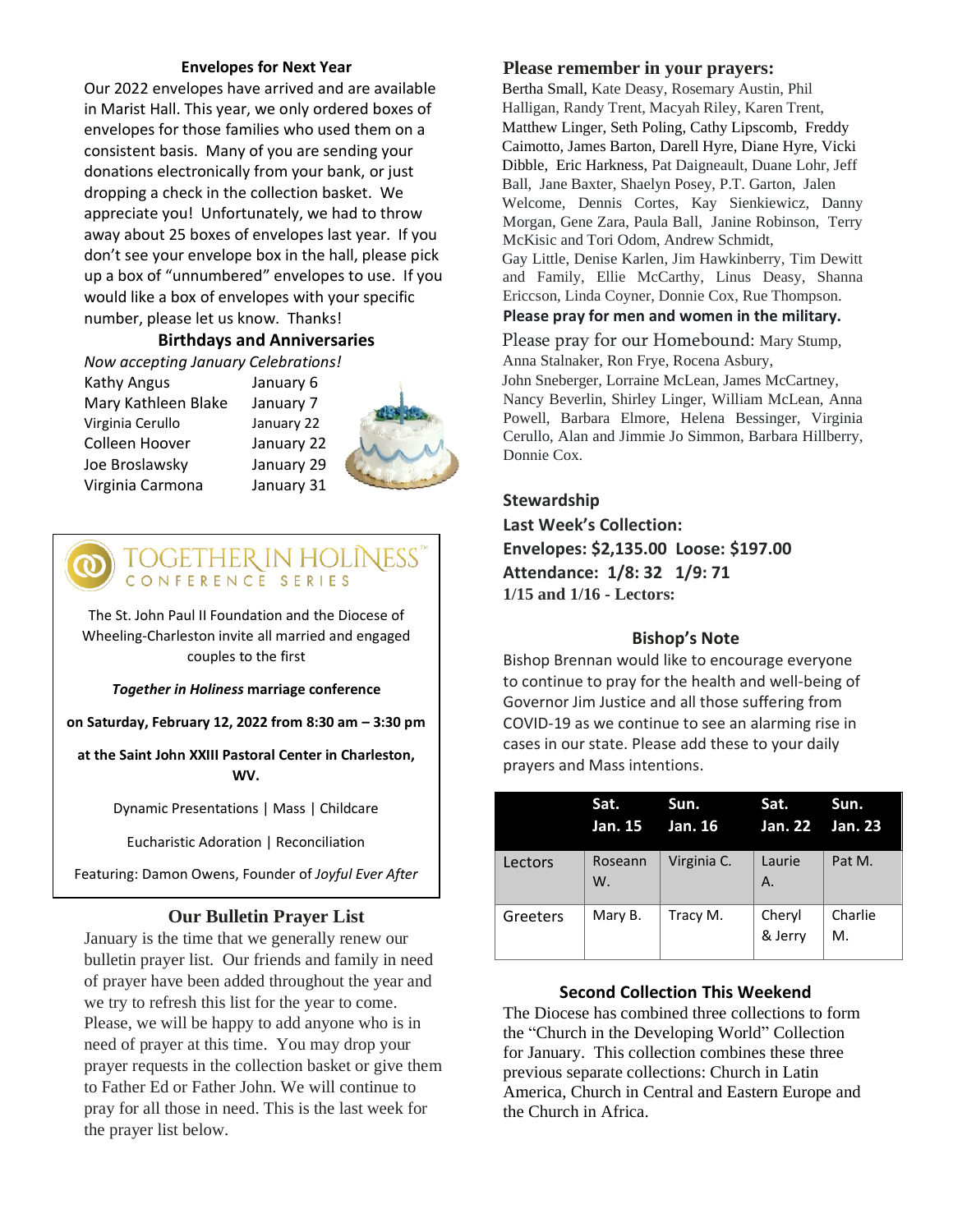## Envelopes for Next Year

Our 2022 envelopes have arrived and are available in Marist Hall. This year, we only ordered boxes of envelopes for those families who used them on a consistent basis. Many of you are sending your donations electronically from your bank, or just dropping a check in the collection basket. We appreciate you! Unfortunately, we had to throw away about 25 boxes of envelopes last year. If you don't see your envelope box in the hall, please pick up a box of "unnumbered" envelopes to use. If you would like a box of envelopes with your specific number, please let us know. Thanks!

## Birthdays and Anniversaries

*Now accepting January Celebrations!*

| | |
|---|---|
| Kathy Angus | January 6 |
| Mary Kathleen Blake | January 7 |
| Virginia Cerullo | January 22 |
| Colleen Hoover | January 22 |
| Joe Broslawsky | January 29 |
| Virginia Carmona | January 31 |

## TOGETHER IN HOLINESS™ CONFERENCE SERIES

The St. John Paul II Foundation and the Diocese of Wheeling-Charleston invite all married and engaged couples to the first

***Together in Holiness*** **marriage conference**

**on Saturday, February 12, 2022 from 8:30 am – 3:30 pm**

**at the Saint John XXIII Pastoral Center in Charleston, WV.**

Dynamic Presentations | Mass | Childcare

Eucharistic Adoration | Reconciliation

Featuring: Damon Owens, Founder of *Joyful Ever After*

## Our Bulletin Prayer List

January is the time that we generally renew our bulletin prayer list. Our friends and family in need of prayer have been added throughout the year and we try to refresh this list for the year to come. Please, we will be happy to add anyone who is in need of prayer at this time. You may drop your prayer requests in the collection basket or give them to Father Ed or Father John. We will continue to pray for all those in need. This is the last week for the prayer list below.

## Please remember in your prayers:

Bertha Small, Kate Deasy, Rosemary Austin, Phil Halligan, Randy Trent, Macyah Riley, Karen Trent, Matthew Linger, Seth Poling, Cathy Lipscomb, Freddy Caimotto, James Barton, Darell Hyre, Diane Hyre, Vicki Dibble, Eric Harkness, Pat Daigneault, Duane Lohr, Jeff Ball, Jane Baxter, Shaelyn Posey, P.T. Garton, Jalen Welcome, Dennis Cortes, Kay Sienkiewicz, Danny Morgan, Gene Zara, Paula Ball, Janine Robinson, Terry McKisic and Tori Odom, Andrew Schmidt, Gay Little, Denise Karlen, Jim Hawkinberry, Tim Dewitt and Family, Ellie McCarthy, Linus Deasy, Shanna Ericcson, Linda Coyner, Donnie Cox, Rue Thompson.

**Please pray for men and women in the military.**

Please pray for our Homebound: Mary Stump, Anna Stalnaker, Ron Frye, Rocena Asbury, John Sneberger, Lorraine McLean, James McCartney, Nancy Beverlin, Shirley Linger, William McLean, Anna Powell, Barbara Elmore, Helena Bessinger, Virginia Cerullo, Alan and Jimmie Jo Simmon, Barbara Hillberry, Donnie Cox.

## Stewardship

**Last Week's Collection:**

**Envelopes: $2,135.00 Loose: $197.00**

**Attendance: 1/8: 32 1/9: 71**

**1/15 and 1/16 - Lectors:**

## Bishop's Note

Bishop Brennan would like to encourage everyone to continue to pray for the health and well-being of Governor Jim Justice and all those suffering from COVID-19 as we continue to see an alarming rise in cases in our state. Please add these to your daily prayers and Mass intentions.

| | Sat. Jan. 15 | Sun. Jan. 16 | Sat. Jan. 22 | Sun. Jan. 23 |
|---|---|---|---|---|
| Lectors | Roseann W. | Virginia C. | Laurie A. | Pat M. |
| Greeters | Mary B. | Tracy M. | Cheryl & Jerry | Charlie M. |

## Second Collection This Weekend

The Diocese has combined three collections to form the "Church in the Developing World" Collection for January. This collection combines these three previous separate collections: Church in Latin America, Church in Central and Eastern Europe and the Church in Africa.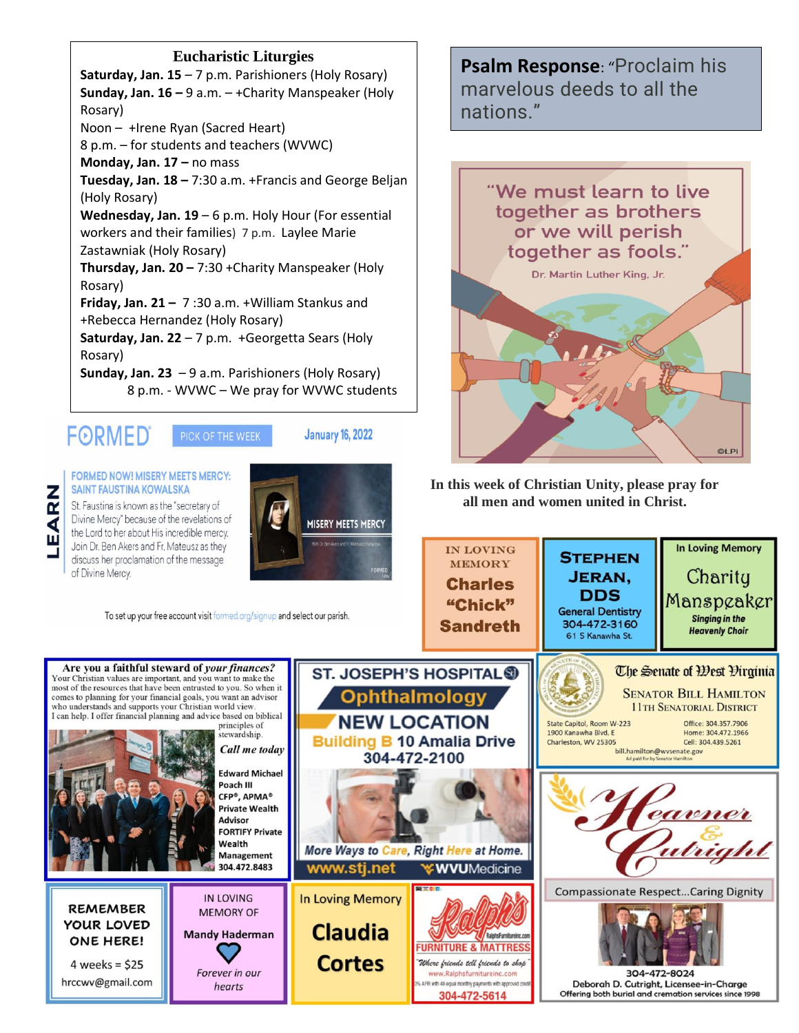## Eucharistic Liturgies

**Saturday, Jan. 15** – 7 p.m. Parishioners (Holy Rosary)
**Sunday, Jan. 16 –** 9 a.m. – +Charity Manspeaker (Holy Rosary)
Noon – +Irene Ryan (Sacred Heart)
8 p.m. – for students and teachers (WVWC)
**Monday, Jan. 17 –** no mass
**Tuesday, Jan. 18 –** 7:30 a.m. +Francis and George Beljan (Holy Rosary)
**Wednesday, Jan. 19** – 6 p.m. Holy Hour (For essential workers and their families) 7 p.m. Laylee Marie Zastawniak (Holy Rosary)
**Thursday, Jan. 20 –** 7:30 +Charity Manspeaker (Holy Rosary)
**Friday, Jan. 21 –** 7 :30 a.m. +William Stankus and +Rebecca Hernandez (Holy Rosary)
**Saturday, Jan. 22** – 7 p.m. +Georgetta Sears (Holy Rosary)
**Sunday, Jan. 23** – 9 a.m. Parishioners (Holy Rosary)
8 p.m. - WVWC – We pray for WVWC students

**Psalm Response**: "Proclaim his marvelous deeds to all the nations."

"We must learn to live together as brothers or we will perish together as fools."
Dr. Martin Luther King, Jr.

**In this week of Christian Unity, please pray for all men and women united in Christ.**

FORMED PICK OF THE WEEK January 16, 2022

LEARN

FORMED NOW! MISERY MEETS MERCY: SAINT FAUSTINA KOWALSKA

St. Faustina is known as the "secretary of Divine Mercy" because of the revelations of the Lord to her about His incredible mercy. Join Dr. Ben Akers and Fr. Mateusz as they discuss her proclamation of the message of Divine Mercy.

To set up your free account visit formed.org/signup and select our parish.

IN LOVING MEMORY
**Charles "Chick" Sandreth**

**STEPHEN JERAN, DDS**
General Dentistry
304-472-3160
61 S Kanawha St.

In Loving Memory
Charity Manspeaker
*Singing in the Heavenly Choir*

**Are you a faithful steward of *your finances?***
Your Christian values are important, and you want to make the most of the resources that have been entrusted to you. So when it comes to planning for your financial goals, you want an advisor who understands and supports your Christian world view. I can help. I offer financial planning and advice based on biblical principles of stewardship.
*Call me today*
Edward Michael Poach III
CFP®, APMA®
Private Wealth Advisor
FORTIFY Private Wealth Management
304.472.8483

**ST. JOSEPH'S HOSPITAL**
**Ophthalmology**
**NEW LOCATION**
**Building B 10 Amalia Drive**
**304-472-2100**
More Ways to Care, Right Here at Home.
www.stj.net WVUMedicine

The Senate of West Virginia
SENATOR BILL HAMILTON
11TH SENATORIAL DISTRICT
State Capitol, Room W-223
1900 Kanawha Blvd. E
Charleston, WV 25305
Office: 304.357.7906
Home: 304.472.1966
Cell: 304.439.5261
bill.hamilton@wvsenate.gov
Ad paid for by Senator Hamilton

Heavner & Cutright
Compassionate Respect...Caring Dignity
304-472-8024
Deborah D. Cutright, Licensee-in-Charge
Offering both burial and cremation services since 1998

REMEMBER YOUR LOVED ONE HERE!
4 weeks = $25
hrccwv@gmail.com

IN LOVING MEMORY OF
Mandy Haderman
*Forever in our hearts*

In Loving Memory
**Claudia Cortes**

Ralph's
FURNITURE & MATTRESS
RalphsFurnitureinc.com
*"Where friends tell friends to shop"*
www.Ralphsfurnitureinc.com
0% APR with 48 equal monthly payments with approved credit
304-472-5614